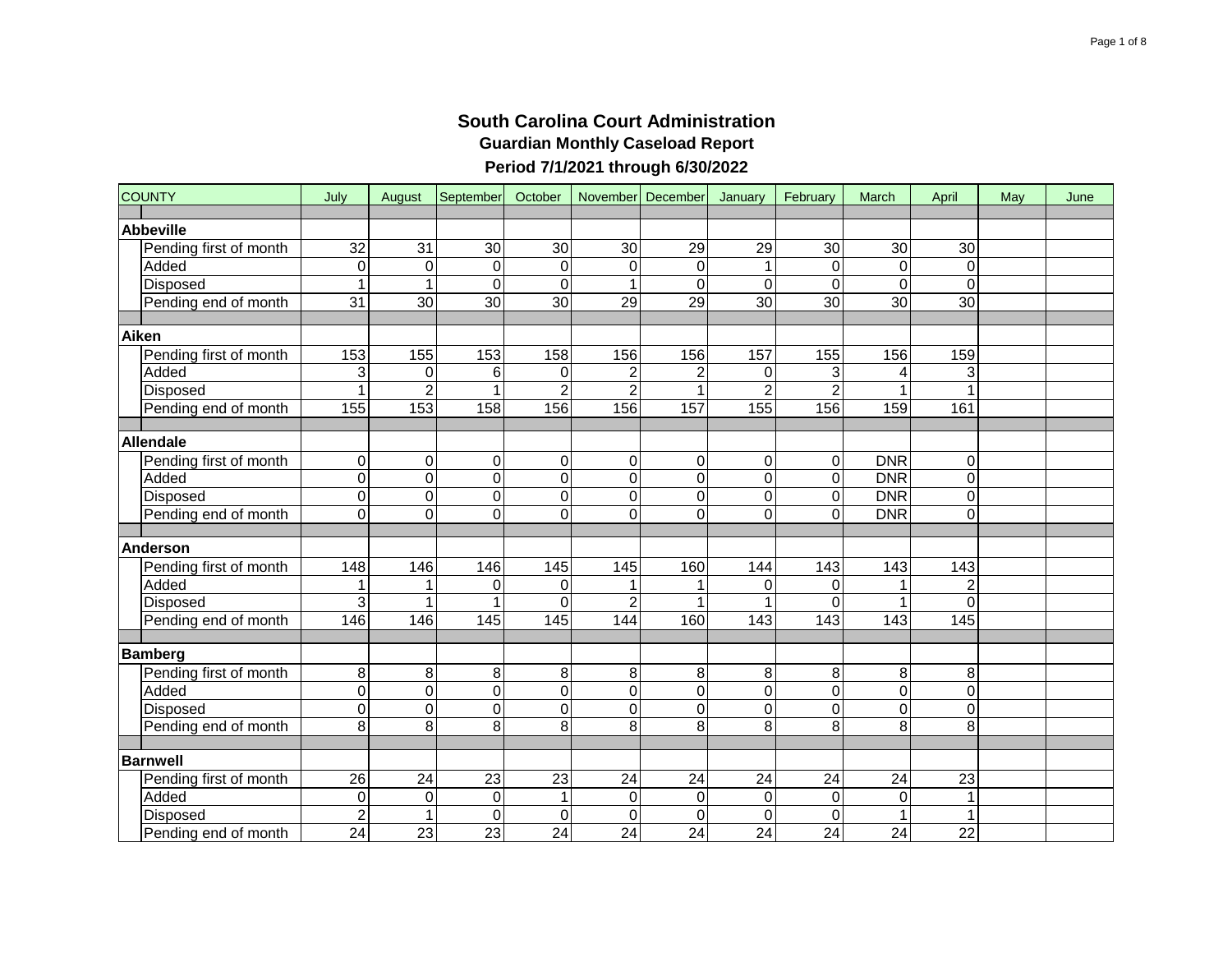# South Carolina Court Administration

## Guardian Monthly Caseload Report

### Period 7/1/2021 through 6/30/2022

| COUNTY | July | August | September | October | November | December | January | February | March | April | May | June |
|---|---|---|---|---|---|---|---|---|---|---|---|---|
| **Abbeville** | | | | | | | | | | | | |
| Pending first of month | 32 | 31 | 30 | 30 | 30 | 29 | 29 | 30 | 30 | 30 | | |
| Added | 0 | 0 | 0 | 0 | 0 | 0 | 1 | 0 | 0 | 0 | | |
| Disposed | 1 | 1 | 0 | 0 | 1 | 0 | 0 | 0 | 0 | 0 | | |
| Pending end of month | 31 | 30 | 30 | 30 | 29 | 29 | 30 | 30 | 30 | 30 | | |
| **Aiken** | | | | | | | | | | | | |
| Pending first of month | 153 | 155 | 153 | 158 | 156 | 156 | 157 | 155 | 156 | 159 | | |
| Added | 3 | 0 | 6 | 0 | 2 | 2 | 0 | 3 | 4 | 3 | | |
| Disposed | 1 | 2 | 1 | 2 | 2 | 1 | 2 | 2 | 1 | 1 | | |
| Pending end of month | 155 | 153 | 158 | 156 | 156 | 157 | 155 | 156 | 159 | 161 | | |
| **Allendale** | | | | | | | | | | | | |
| Pending first of month | 0 | 0 | 0 | 0 | 0 | 0 | 0 | 0 | DNR | 0 | | |
| Added | 0 | 0 | 0 | 0 | 0 | 0 | 0 | 0 | DNR | 0 | | |
| Disposed | 0 | 0 | 0 | 0 | 0 | 0 | 0 | 0 | DNR | 0 | | |
| Pending end of month | 0 | 0 | 0 | 0 | 0 | 0 | 0 | 0 | DNR | 0 | | |
| **Anderson** | | | | | | | | | | | | |
| Pending first of month | 148 | 146 | 146 | 145 | 145 | 160 | 144 | 143 | 143 | 143 | | |
| Added | 1 | 1 | 0 | 0 | 1 | 1 | 0 | 0 | 1 | 2 | | |
| Disposed | 3 | 1 | 1 | 0 | 2 | 1 | 1 | 0 | 1 | 0 | | |
| Pending end of month | 146 | 146 | 145 | 145 | 144 | 160 | 143 | 143 | 143 | 145 | | |
| **Bamberg** | | | | | | | | | | | | |
| Pending first of month | 8 | 8 | 8 | 8 | 8 | 8 | 8 | 8 | 8 | 8 | | |
| Added | 0 | 0 | 0 | 0 | 0 | 0 | 0 | 0 | 0 | 0 | | |
| Disposed | 0 | 0 | 0 | 0 | 0 | 0 | 0 | 0 | 0 | 0 | | |
| Pending end of month | 8 | 8 | 8 | 8 | 8 | 8 | 8 | 8 | 8 | 8 | | |
| **Barnwell** | | | | | | | | | | | | |
| Pending first of month | 26 | 24 | 23 | 23 | 24 | 24 | 24 | 24 | 24 | 23 | | |
| Added | 0 | 0 | 0 | 1 | 0 | 0 | 0 | 0 | 0 | 1 | | |
| Disposed | 2 | 1 | 0 | 0 | 0 | 0 | 0 | 0 | 1 | 1 | | |
| Pending end of month | 24 | 23 | 23 | 24 | 24 | 24 | 24 | 24 | 24 | 22 | | |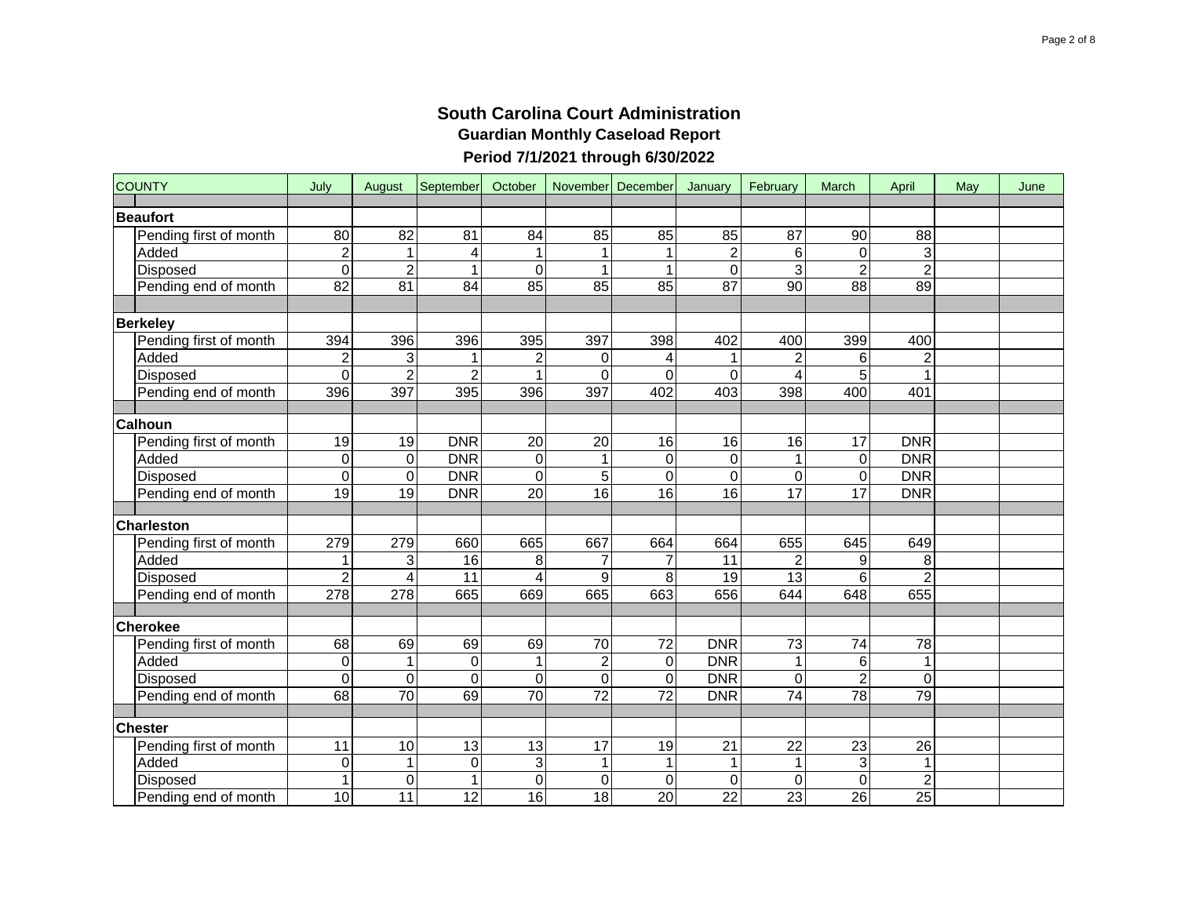# South Carolina Court Administration

## Guardian Monthly Caseload Report

### Period 7/1/2021 through 6/30/2022

| COUNTY | July | August | September | October | November | December | January | February | March | April | May | June |
|---|---|---|---|---|---|---|---|---|---|---|---|---|
| **Beaufort** | | | | | | | | | | | | |
| Pending first of month | 80 | 82 | 81 | 84 | 85 | 85 | 85 | 87 | 90 | 88 | | |
| Added | 2 | 1 | 4 | 1 | 1 | 1 | 2 | 6 | 0 | 3 | | |
| Disposed | 0 | 2 | 1 | 0 | 1 | 1 | 0 | 3 | 2 | 2 | | |
| Pending end of month | 82 | 81 | 84 | 85 | 85 | 85 | 87 | 90 | 88 | 89 | | |
| **Berkeley** | | | | | | | | | | | | |
| Pending first of month | 394 | 396 | 396 | 395 | 397 | 398 | 402 | 400 | 399 | 400 | | |
| Added | 2 | 3 | 1 | 2 | 0 | 4 | 1 | 2 | 6 | 2 | | |
| Disposed | 0 | 2 | 2 | 1 | 0 | 0 | 0 | 4 | 5 | 1 | | |
| Pending end of month | 396 | 397 | 395 | 396 | 397 | 402 | 403 | 398 | 400 | 401 | | |
| **Calhoun** | | | | | | | | | | | | |
| Pending first of month | 19 | 19 | DNR | 20 | 20 | 16 | 16 | 16 | 17 | DNR | | |
| Added | 0 | 0 | DNR | 0 | 1 | 0 | 0 | 1 | 0 | DNR | | |
| Disposed | 0 | 0 | DNR | 0 | 5 | 0 | 0 | 0 | 0 | DNR | | |
| Pending end of month | 19 | 19 | DNR | 20 | 16 | 16 | 16 | 17 | 17 | DNR | | |
| **Charleston** | | | | | | | | | | | | |
| Pending first of month | 279 | 279 | 660 | 665 | 667 | 664 | 664 | 655 | 645 | 649 | | |
| Added | 1 | 3 | 16 | 8 | 7 | 7 | 11 | 2 | 9 | 8 | | |
| Disposed | 2 | 4 | 11 | 4 | 9 | 8 | 19 | 13 | 6 | 2 | | |
| Pending end of month | 278 | 278 | 665 | 669 | 665 | 663 | 656 | 644 | 648 | 655 | | |
| **Cherokee** | | | | | | | | | | | | |
| Pending first of month | 68 | 69 | 69 | 69 | 70 | 72 | DNR | 73 | 74 | 78 | | |
| Added | 0 | 1 | 0 | 1 | 2 | 0 | DNR | 1 | 6 | 1 | | |
| Disposed | 0 | 0 | 0 | 0 | 0 | 0 | DNR | 0 | 2 | 0 | | |
| Pending end of month | 68 | 70 | 69 | 70 | 72 | 72 | DNR | 74 | 78 | 79 | | |
| **Chester** | | | | | | | | | | | | |
| Pending first of month | 11 | 10 | 13 | 13 | 17 | 19 | 21 | 22 | 23 | 26 | | |
| Added | 0 | 1 | 0 | 3 | 1 | 1 | 1 | 1 | 3 | 1 | | |
| Disposed | 1 | 0 | 1 | 0 | 0 | 0 | 0 | 0 | 0 | 2 | | |
| Pending end of month | 10 | 11 | 12 | 16 | 18 | 20 | 22 | 23 | 26 | 25 | | |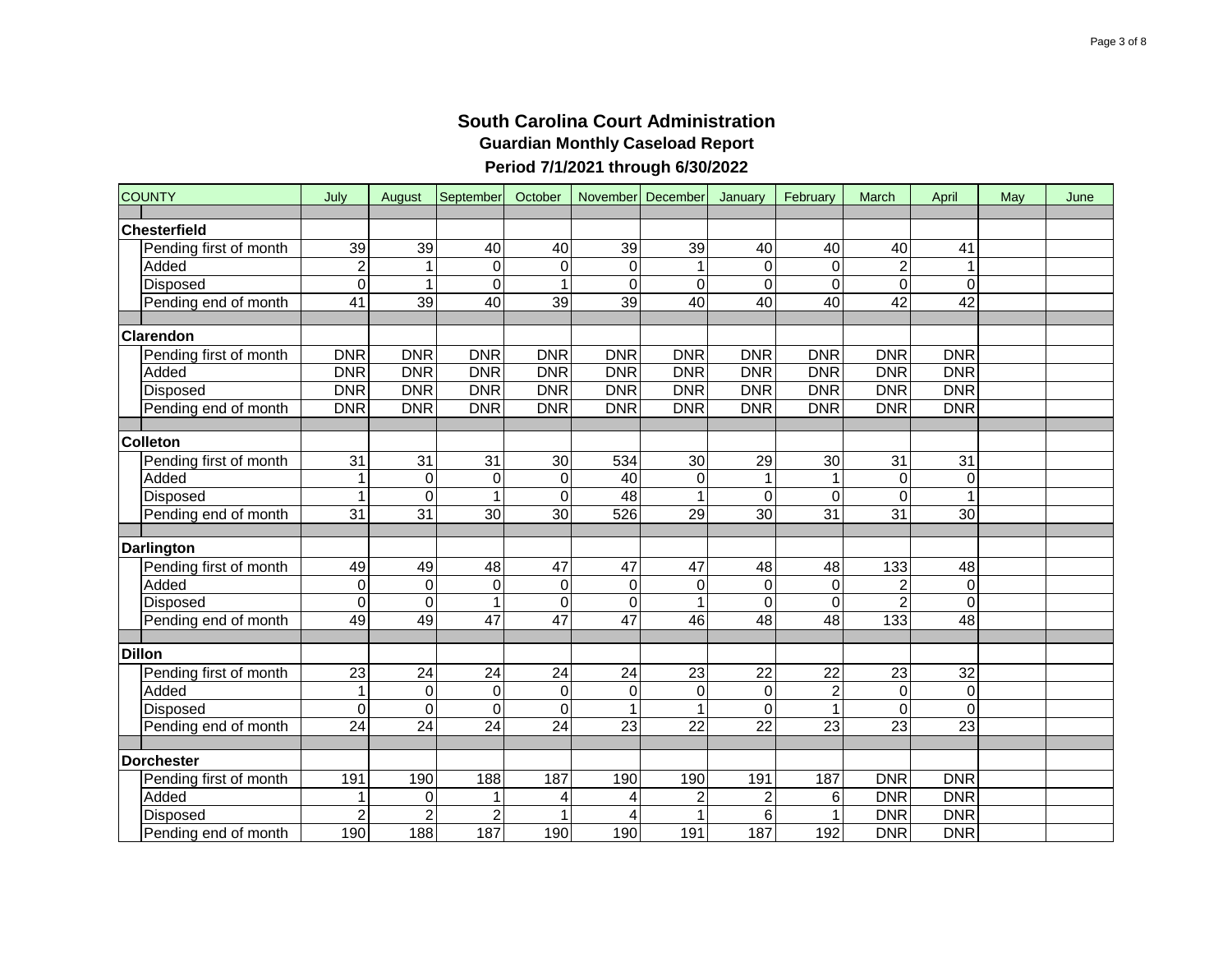# South Carolina Court Administration

## Guardian Monthly Caseload Report

### Period 7/1/2021 through 6/30/2022

| COUNTY | July | August | September | October | November | December | January | February | March | April | May | June |
|---|---|---|---|---|---|---|---|---|---|---|---|---|
| **Chesterfield** | | | | | | | | | | | | |
| Pending first of month | 39 | 39 | 40 | 40 | 39 | 39 | 40 | 40 | 40 | 41 | | |
| Added | 2 | 1 | 0 | 0 | 0 | 1 | 0 | 0 | 2 | 1 | | |
| Disposed | 0 | 1 | 0 | 1 | 0 | 0 | 0 | 0 | 0 | 0 | | |
| Pending end of month | 41 | 39 | 40 | 39 | 39 | 40 | 40 | 40 | 42 | 42 | | |
| **Clarendon** | | | | | | | | | | | | |
| Pending first of month | DNR | DNR | DNR | DNR | DNR | DNR | DNR | DNR | DNR | DNR | | |
| Added | DNR | DNR | DNR | DNR | DNR | DNR | DNR | DNR | DNR | DNR | | |
| Disposed | DNR | DNR | DNR | DNR | DNR | DNR | DNR | DNR | DNR | DNR | | |
| Pending end of month | DNR | DNR | DNR | DNR | DNR | DNR | DNR | DNR | DNR | DNR | | |
| **Colleton** | | | | | | | | | | | | |
| Pending first of month | 31 | 31 | 31 | 30 | 534 | 30 | 29 | 30 | 31 | 31 | | |
| Added | 1 | 0 | 0 | 0 | 40 | 0 | 1 | 1 | 0 | 0 | | |
| Disposed | 1 | 0 | 1 | 0 | 48 | 1 | 0 | 0 | 0 | 1 | | |
| Pending end of month | 31 | 31 | 30 | 30 | 526 | 29 | 30 | 31 | 31 | 30 | | |
| **Darlington** | | | | | | | | | | | | |
| Pending first of month | 49 | 49 | 48 | 47 | 47 | 47 | 48 | 48 | 133 | 48 | | |
| Added | 0 | 0 | 0 | 0 | 0 | 0 | 0 | 0 | 2 | 0 | | |
| Disposed | 0 | 0 | 1 | 0 | 0 | 1 | 0 | 0 | 2 | 0 | | |
| Pending end of month | 49 | 49 | 47 | 47 | 47 | 46 | 48 | 48 | 133 | 48 | | |
| **Dillon** | | | | | | | | | | | | |
| Pending first of month | 23 | 24 | 24 | 24 | 24 | 23 | 22 | 22 | 23 | 32 | | |
| Added | 1 | 0 | 0 | 0 | 0 | 0 | 0 | 2 | 0 | 0 | | |
| Disposed | 0 | 0 | 0 | 0 | 1 | 1 | 0 | 1 | 0 | 0 | | |
| Pending end of month | 24 | 24 | 24 | 24 | 23 | 22 | 22 | 23 | 23 | 23 | | |
| **Dorchester** | | | | | | | | | | | | |
| Pending first of month | 191 | 190 | 188 | 187 | 190 | 190 | 191 | 187 | DNR | DNR | | |
| Added | 1 | 0 | 1 | 4 | 4 | 2 | 2 | 6 | DNR | DNR | | |
| Disposed | 2 | 2 | 2 | 1 | 4 | 1 | 6 | 1 | DNR | DNR | | |
| Pending end of month | 190 | 188 | 187 | 190 | 190 | 191 | 187 | 192 | DNR | DNR | | |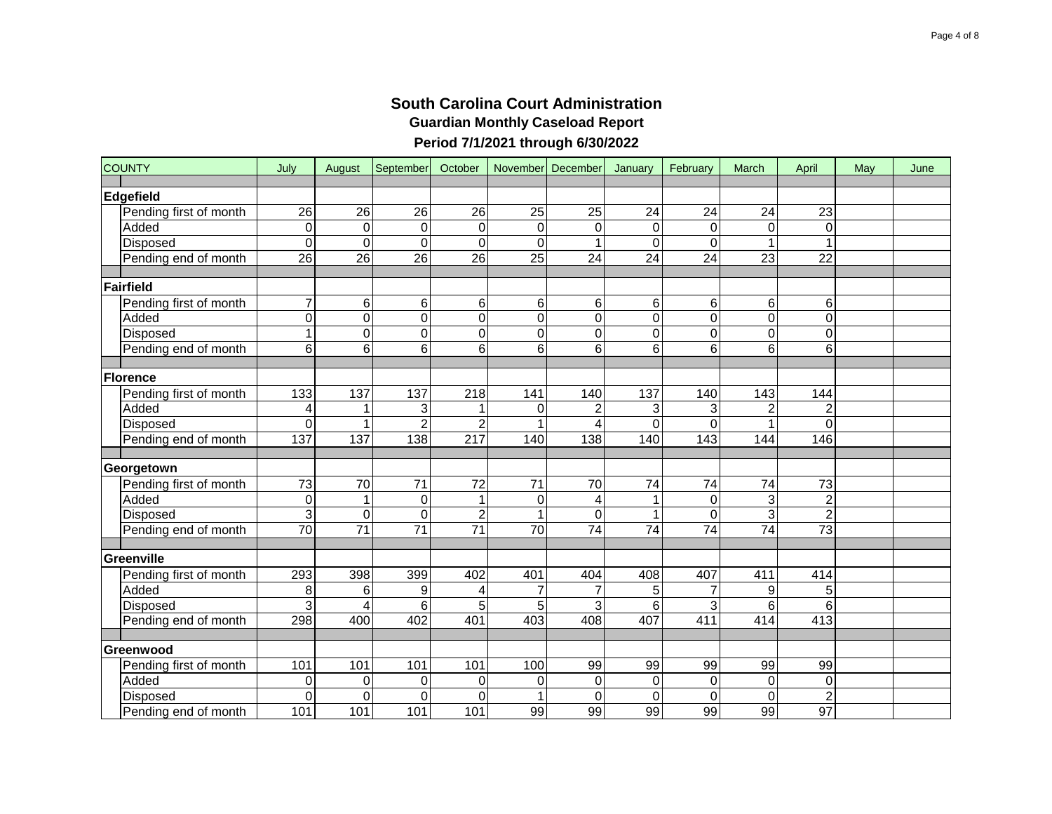# South Carolina Court Administration

## Guardian Monthly Caseload Report

### Period 7/1/2021 through 6/30/2022

| COUNTY | July | August | September | October | November | December | January | February | March | April | May | June |
|---|---|---|---|---|---|---|---|---|---|---|---|---|
| **Edgefield** | | | | | | | | | | | | |
| Pending first of month | 26 | 26 | 26 | 26 | 25 | 25 | 24 | 24 | 24 | 23 | | |
| Added | 0 | 0 | 0 | 0 | 0 | 0 | 0 | 0 | 0 | 0 | | |
| Disposed | 0 | 0 | 0 | 0 | 0 | 1 | 0 | 0 | 1 | 1 | | |
| Pending end of month | 26 | 26 | 26 | 26 | 25 | 24 | 24 | 24 | 23 | 22 | | |
| **Fairfield** | | | | | | | | | | | | |
| Pending first of month | 7 | 6 | 6 | 6 | 6 | 6 | 6 | 6 | 6 | 6 | | |
| Added | 0 | 0 | 0 | 0 | 0 | 0 | 0 | 0 | 0 | 0 | | |
| Disposed | 1 | 0 | 0 | 0 | 0 | 0 | 0 | 0 | 0 | 0 | | |
| Pending end of month | 6 | 6 | 6 | 6 | 6 | 6 | 6 | 6 | 6 | 6 | | |
| **Florence** | | | | | | | | | | | | |
| Pending first of month | 133 | 137 | 137 | 218 | 141 | 140 | 137 | 140 | 143 | 144 | | |
| Added | 4 | 1 | 3 | 1 | 0 | 2 | 3 | 3 | 2 | 2 | | |
| Disposed | 0 | 1 | 2 | 2 | 1 | 4 | 0 | 0 | 1 | 0 | | |
| Pending end of month | 137 | 137 | 138 | 217 | 140 | 138 | 140 | 143 | 144 | 146 | | |
| **Georgetown** | | | | | | | | | | | | |
| Pending first of month | 73 | 70 | 71 | 72 | 71 | 70 | 74 | 74 | 74 | 73 | | |
| Added | 0 | 1 | 0 | 1 | 0 | 4 | 1 | 0 | 3 | 2 | | |
| Disposed | 3 | 0 | 0 | 2 | 1 | 0 | 1 | 0 | 3 | 2 | | |
| Pending end of month | 70 | 71 | 71 | 71 | 70 | 74 | 74 | 74 | 74 | 73 | | |
| **Greenville** | | | | | | | | | | | | |
| Pending first of month | 293 | 398 | 399 | 402 | 401 | 404 | 408 | 407 | 411 | 414 | | |
| Added | 8 | 6 | 9 | 4 | 7 | 7 | 5 | 7 | 9 | 5 | | |
| Disposed | 3 | 4 | 6 | 5 | 5 | 3 | 6 | 3 | 6 | 6 | | |
| Pending end of month | 298 | 400 | 402 | 401 | 403 | 408 | 407 | 411 | 414 | 413 | | |
| **Greenwood** | | | | | | | | | | | | |
| Pending first of month | 101 | 101 | 101 | 101 | 100 | 99 | 99 | 99 | 99 | 99 | | |
| Added | 0 | 0 | 0 | 0 | 0 | 0 | 0 | 0 | 0 | 0 | | |
| Disposed | 0 | 0 | 0 | 0 | 1 | 0 | 0 | 0 | 0 | 2 | | |
| Pending end of month | 101 | 101 | 101 | 101 | 99 | 99 | 99 | 99 | 99 | 97 | | |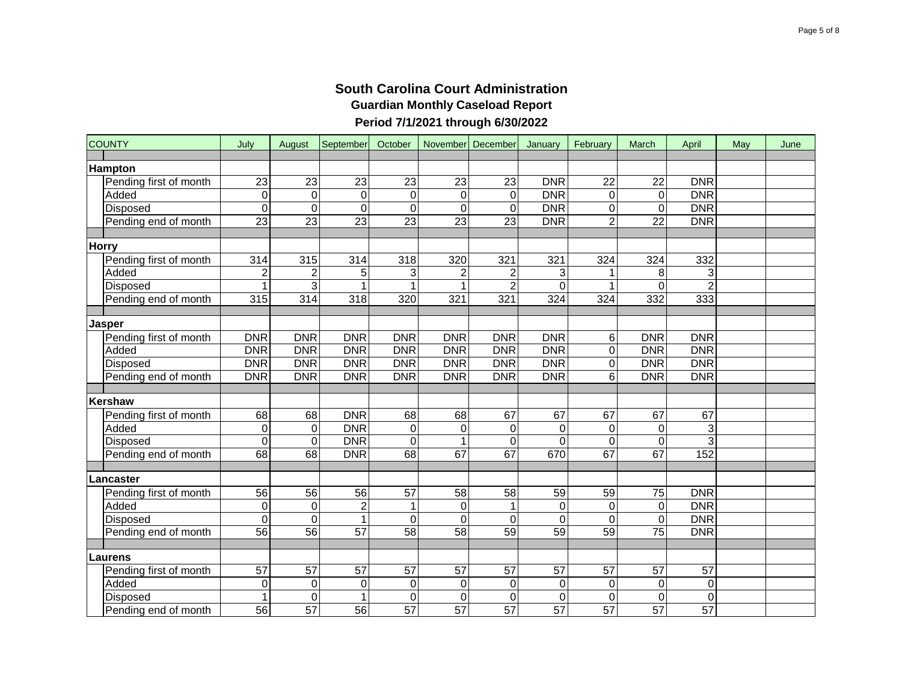# South Carolina Court Administration

## Guardian Monthly Caseload Report

### Period 7/1/2021 through 6/30/2022

| COUNTY | July | August | September | October | November | December | January | February | March | April | May | June |
|---|---|---|---|---|---|---|---|---|---|---|---|---|
| **Hampton** | | | | | | | | | | | | |
| Pending first of month | 23 | 23 | 23 | 23 | 23 | 23 | DNR | 22 | 22 | DNR | | |
| Added | 0 | 0 | 0 | 0 | 0 | 0 | DNR | 0 | 0 | DNR | | |
| Disposed | 0 | 0 | 0 | 0 | 0 | 0 | DNR | 0 | 0 | DNR | | |
| Pending end of month | 23 | 23 | 23 | 23 | 23 | 23 | DNR | 2 | 22 | DNR | | |
| **Horry** | | | | | | | | | | | | |
| Pending first of month | 314 | 315 | 314 | 318 | 320 | 321 | 321 | 324 | 324 | 332 | | |
| Added | 2 | 2 | 5 | 3 | 2 | 2 | 3 | 1 | 8 | 3 | | |
| Disposed | 1 | 3 | 1 | 1 | 1 | 2 | 0 | 1 | 0 | 2 | | |
| Pending end of month | 315 | 314 | 318 | 320 | 321 | 321 | 324 | 324 | 332 | 333 | | |
| **Jasper** | | | | | | | | | | | | |
| Pending first of month | DNR | DNR | DNR | DNR | DNR | DNR | DNR | 6 | DNR | DNR | | |
| Added | DNR | DNR | DNR | DNR | DNR | DNR | DNR | 0 | DNR | DNR | | |
| Disposed | DNR | DNR | DNR | DNR | DNR | DNR | DNR | 0 | DNR | DNR | | |
| Pending end of month | DNR | DNR | DNR | DNR | DNR | DNR | DNR | 6 | DNR | DNR | | |
| **Kershaw** | | | | | | | | | | | | |
| Pending first of month | 68 | 68 | DNR | 68 | 68 | 67 | 67 | 67 | 67 | 67 | | |
| Added | 0 | 0 | DNR | 0 | 0 | 0 | 0 | 0 | 0 | 3 | | |
| Disposed | 0 | 0 | DNR | 0 | 1 | 0 | 0 | 0 | 0 | 3 | | |
| Pending end of month | 68 | 68 | DNR | 68 | 67 | 67 | 670 | 67 | 67 | 152 | | |
| **Lancaster** | | | | | | | | | | | | |
| Pending first of month | 56 | 56 | 56 | 57 | 58 | 58 | 59 | 59 | 75 | DNR | | |
| Added | 0 | 0 | 2 | 1 | 0 | 1 | 0 | 0 | 0 | DNR | | |
| Disposed | 0 | 0 | 1 | 0 | 0 | 0 | 0 | 0 | 0 | DNR | | |
| Pending end of month | 56 | 56 | 57 | 58 | 58 | 59 | 59 | 59 | 75 | DNR | | |
| **Laurens** | | | | | | | | | | | | |
| Pending first of month | 57 | 57 | 57 | 57 | 57 | 57 | 57 | 57 | 57 | 57 | | |
| Added | 0 | 0 | 0 | 0 | 0 | 0 | 0 | 0 | 0 | 0 | | |
| Disposed | 1 | 0 | 1 | 0 | 0 | 0 | 0 | 0 | 0 | 0 | | |
| Pending end of month | 56 | 57 | 56 | 57 | 57 | 57 | 57 | 57 | 57 | 57 | | |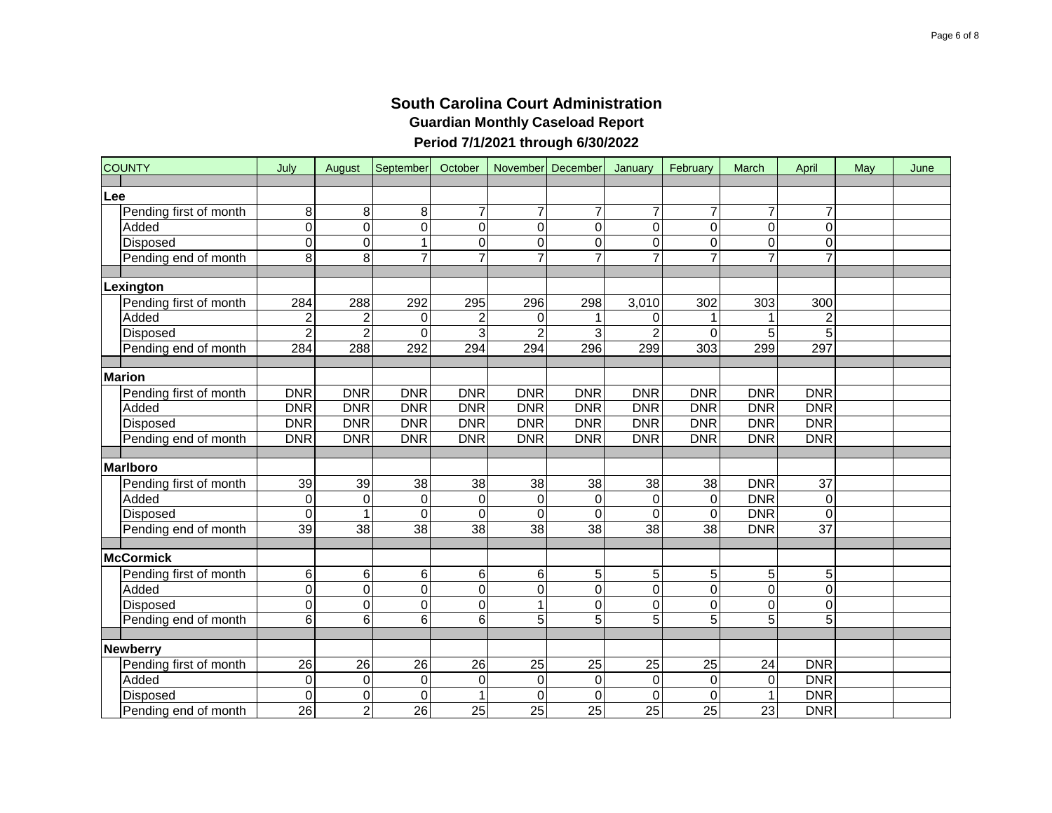# South Carolina Court Administration

## Guardian Monthly Caseload Report

### Period 7/1/2021 through 6/30/2022

| COUNTY | July | August | September | October | November | December | January | February | March | April | May | June |
|---|---|---|---|---|---|---|---|---|---|---|---|---|
| **Lee** | | | | | | | | | | | | |
| Pending first of month | 8 | 8 | 8 | 7 | 7 | 7 | 7 | 7 | 7 | 7 | | |
| Added | 0 | 0 | 0 | 0 | 0 | 0 | 0 | 0 | 0 | 0 | | |
| Disposed | 0 | 0 | 1 | 0 | 0 | 0 | 0 | 0 | 0 | 0 | | |
| Pending end of month | 8 | 8 | 7 | 7 | 7 | 7 | 7 | 7 | 7 | 7 | | |
| **Lexington** | | | | | | | | | | | | |
| Pending first of month | 284 | 288 | 292 | 295 | 296 | 298 | 3,010 | 302 | 303 | 300 | | |
| Added | 2 | 2 | 0 | 2 | 0 | 1 | 0 | 1 | 1 | 2 | | |
| Disposed | 2 | 2 | 0 | 3 | 2 | 3 | 2 | 0 | 5 | 5 | | |
| Pending end of month | 284 | 288 | 292 | 294 | 294 | 296 | 299 | 303 | 299 | 297 | | |
| **Marion** | | | | | | | | | | | | |
| Pending first of month | DNR | DNR | DNR | DNR | DNR | DNR | DNR | DNR | DNR | DNR | | |
| Added | DNR | DNR | DNR | DNR | DNR | DNR | DNR | DNR | DNR | DNR | | |
| Disposed | DNR | DNR | DNR | DNR | DNR | DNR | DNR | DNR | DNR | DNR | | |
| Pending end of month | DNR | DNR | DNR | DNR | DNR | DNR | DNR | DNR | DNR | DNR | | |
| **Marlboro** | | | | | | | | | | | | |
| Pending first of month | 39 | 39 | 38 | 38 | 38 | 38 | 38 | 38 | DNR | 37 | | |
| Added | 0 | 0 | 0 | 0 | 0 | 0 | 0 | 0 | DNR | 0 | | |
| Disposed | 0 | 1 | 0 | 0 | 0 | 0 | 0 | 0 | DNR | 0 | | |
| Pending end of month | 39 | 38 | 38 | 38 | 38 | 38 | 38 | 38 | DNR | 37 | | |
| **McCormick** | | | | | | | | | | | | |
| Pending first of month | 6 | 6 | 6 | 6 | 6 | 5 | 5 | 5 | 5 | 5 | | |
| Added | 0 | 0 | 0 | 0 | 0 | 0 | 0 | 0 | 0 | 0 | | |
| Disposed | 0 | 0 | 0 | 0 | 1 | 0 | 0 | 0 | 0 | 0 | | |
| Pending end of month | 6 | 6 | 6 | 6 | 5 | 5 | 5 | 5 | 5 | 5 | | |
| **Newberry** | | | | | | | | | | | | |
| Pending first of month | 26 | 26 | 26 | 26 | 25 | 25 | 25 | 25 | 24 | DNR | | |
| Added | 0 | 0 | 0 | 0 | 0 | 0 | 0 | 0 | 0 | DNR | | |
| Disposed | 0 | 0 | 0 | 1 | 0 | 0 | 0 | 0 | 1 | DNR | | |
| Pending end of month | 26 | 2 | 26 | 25 | 25 | 25 | 25 | 25 | 23 | DNR | | |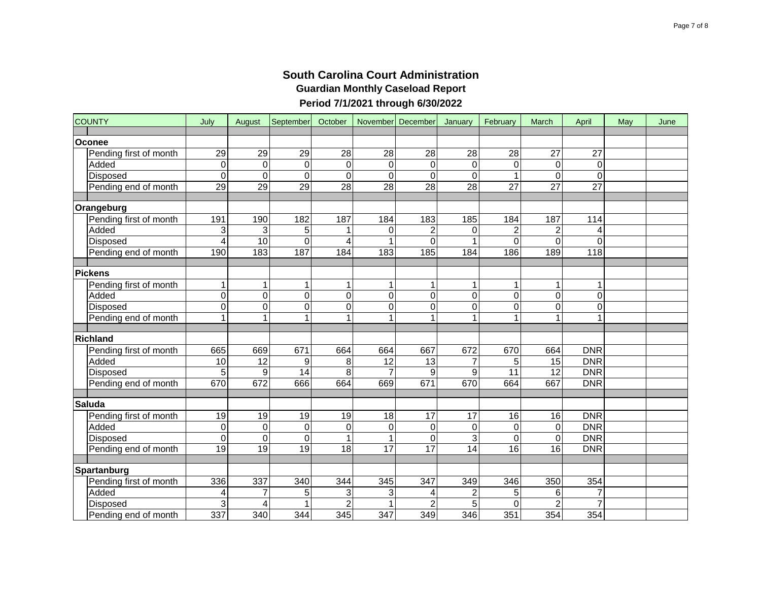# South Carolina Court Administration

## Guardian Monthly Caseload Report

### Period 7/1/2021 through 6/30/2022

| COUNTY | July | August | September | October | November | December | January | February | March | April | May | June |
|---|---|---|---|---|---|---|---|---|---|---|---|---|
| **Oconee** | | | | | | | | | | | | |
| Pending first of month | 29 | 29 | 29 | 28 | 28 | 28 | 28 | 28 | 27 | 27 | | |
| Added | 0 | 0 | 0 | 0 | 0 | 0 | 0 | 0 | 0 | 0 | | |
| Disposed | 0 | 0 | 0 | 0 | 0 | 0 | 0 | 1 | 0 | 0 | | |
| Pending end of month | 29 | 29 | 29 | 28 | 28 | 28 | 28 | 27 | 27 | 27 | | |
| **Orangeburg** | | | | | | | | | | | | |
| Pending first of month | 191 | 190 | 182 | 187 | 184 | 183 | 185 | 184 | 187 | 114 | | |
| Added | 3 | 3 | 5 | 1 | 0 | 2 | 0 | 2 | 2 | 4 | | |
| Disposed | 4 | 10 | 0 | 4 | 1 | 0 | 1 | 0 | 0 | 0 | | |
| Pending end of month | 190 | 183 | 187 | 184 | 183 | 185 | 184 | 186 | 189 | 118 | | |
| **Pickens** | | | | | | | | | | | | |
| Pending first of month | 1 | 1 | 1 | 1 | 1 | 1 | 1 | 1 | 1 | 1 | | |
| Added | 0 | 0 | 0 | 0 | 0 | 0 | 0 | 0 | 0 | 0 | | |
| Disposed | 0 | 0 | 0 | 0 | 0 | 0 | 0 | 0 | 0 | 0 | | |
| Pending end of month | 1 | 1 | 1 | 1 | 1 | 1 | 1 | 1 | 1 | 1 | | |
| **Richland** | | | | | | | | | | | | |
| Pending first of month | 665 | 669 | 671 | 664 | 664 | 667 | 672 | 670 | 664 | DNR | | |
| Added | 10 | 12 | 9 | 8 | 12 | 13 | 7 | 5 | 15 | DNR | | |
| Disposed | 5 | 9 | 14 | 8 | 7 | 9 | 9 | 11 | 12 | DNR | | |
| Pending end of month | 670 | 672 | 666 | 664 | 669 | 671 | 670 | 664 | 667 | DNR | | |
| **Saluda** | | | | | | | | | | | | |
| Pending first of month | 19 | 19 | 19 | 19 | 18 | 17 | 17 | 16 | 16 | DNR | | |
| Added | 0 | 0 | 0 | 0 | 0 | 0 | 0 | 0 | 0 | DNR | | |
| Disposed | 0 | 0 | 0 | 1 | 1 | 0 | 3 | 0 | 0 | DNR | | |
| Pending end of month | 19 | 19 | 19 | 18 | 17 | 17 | 14 | 16 | 16 | DNR | | |
| **Spartanburg** | | | | | | | | | | | | |
| Pending first of month | 336 | 337 | 340 | 344 | 345 | 347 | 349 | 346 | 350 | 354 | | |
| Added | 4 | 7 | 5 | 3 | 3 | 4 | 2 | 5 | 6 | 7 | | |
| Disposed | 3 | 4 | 1 | 2 | 1 | 2 | 5 | 0 | 2 | 7 | | |
| Pending end of month | 337 | 340 | 344 | 345 | 347 | 349 | 346 | 351 | 354 | 354 | | |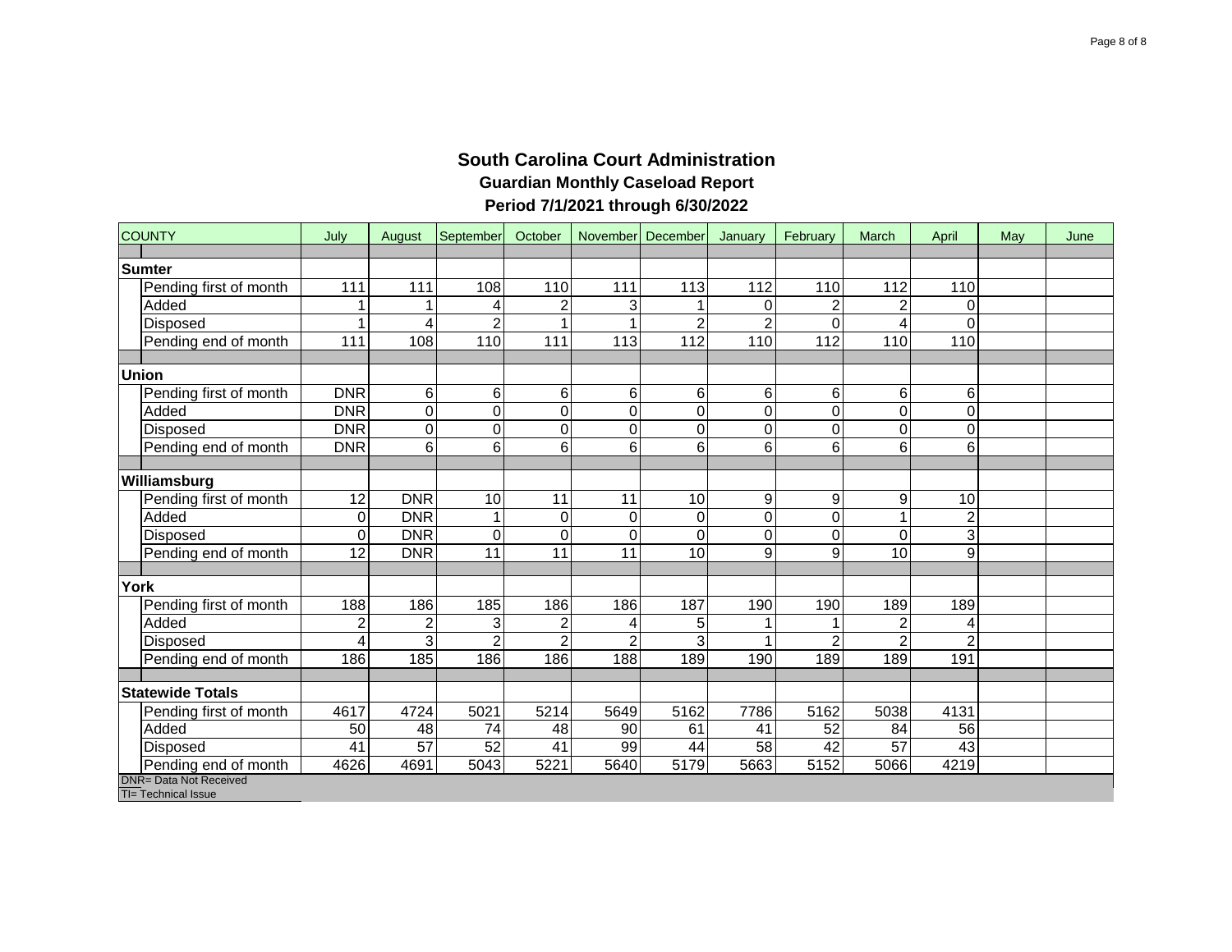# South Carolina Court Administration

## Guardian Monthly Caseload Report

### Period 7/1/2021 through 6/30/2022

| COUNTY | July | August | September | October | November | December | January | February | March | April | May | June |
|---|---|---|---|---|---|---|---|---|---|---|---|---|
| **Sumter** | | | | | | | | | | | | |
| Pending first of month | 111 | 111 | 108 | 110 | 111 | 113 | 112 | 110 | 112 | 110 | | |
| Added | 1 | 1 | 4 | 2 | 3 | 1 | 0 | 2 | 2 | 0 | | |
| Disposed | 1 | 4 | 2 | 1 | 1 | 2 | 2 | 0 | 4 | 0 | | |
| Pending end of month | 111 | 108 | 110 | 111 | 113 | 112 | 110 | 112 | 110 | 110 | | |
| **Union** | | | | | | | | | | | | |
| Pending first of month | DNR | 6 | 6 | 6 | 6 | 6 | 6 | 6 | 6 | 6 | | |
| Added | DNR | 0 | 0 | 0 | 0 | 0 | 0 | 0 | 0 | 0 | | |
| Disposed | DNR | 0 | 0 | 0 | 0 | 0 | 0 | 0 | 0 | 0 | | |
| Pending end of month | DNR | 6 | 6 | 6 | 6 | 6 | 6 | 6 | 6 | 6 | | |
| **Williamsburg** | | | | | | | | | | | | |
| Pending first of month | 12 | DNR | 10 | 11 | 11 | 10 | 9 | 9 | 9 | 10 | | |
| Added | 0 | DNR | 1 | 0 | 0 | 0 | 0 | 0 | 1 | 2 | | |
| Disposed | 0 | DNR | 0 | 0 | 0 | 0 | 0 | 0 | 0 | 3 | | |
| Pending end of month | 12 | DNR | 11 | 11 | 11 | 10 | 9 | 9 | 10 | 9 | | |
| **York** | | | | | | | | | | | | |
| Pending first of month | 188 | 186 | 185 | 186 | 186 | 187 | 190 | 190 | 189 | 189 | | |
| Added | 2 | 2 | 3 | 2 | 4 | 5 | 1 | 1 | 2 | 4 | | |
| Disposed | 4 | 3 | 2 | 2 | 2 | 3 | 1 | 2 | 2 | 2 | | |
| Pending end of month | 186 | 185 | 186 | 186 | 188 | 189 | 190 | 189 | 189 | 191 | | |
| **Statewide Totals** | | | | | | | | | | | | |
| Pending first of month | 4617 | 4724 | 5021 | 5214 | 5649 | 5162 | 7786 | 5162 | 5038 | 4131 | | |
| Added | 50 | 48 | 74 | 48 | 90 | 61 | 41 | 52 | 84 | 56 | | |
| Disposed | 41 | 57 | 52 | 41 | 99 | 44 | 58 | 42 | 57 | 43 | | |
| Pending end of month | 4626 | 4691 | 5043 | 5221 | 5640 | 5179 | 5663 | 5152 | 5066 | 4219 | | |

DNR= Data Not Received

TI= Technical Issue